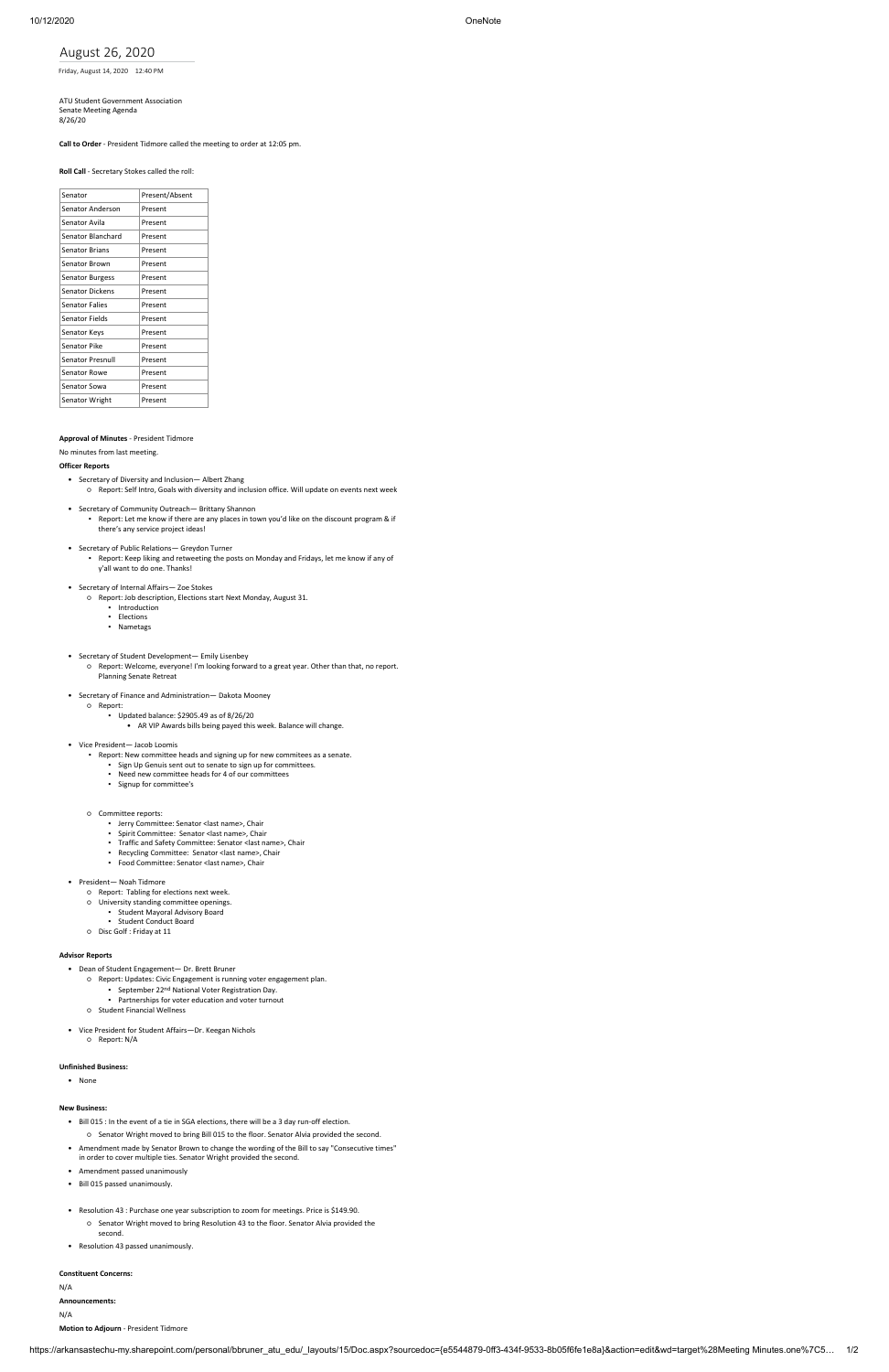# August 26, 2020

Friday, August 14, 2020 12:40 PM

ATU Student Government Association
Senate Meeting Agenda
8/26/20

**Call to Order** - President Tidmore called the meeting to order at 12:05 pm.

**Roll Call** - Secretary Stokes called the roll:

| Senator | Present/Absent |
|---|---|
| Senator Anderson | Present |
| Senator Avila | Present |
| Senator Blanchard | Present |
| Senator Brians | Present |
| Senator Brown | Present |
| Senator Burgess | Present |
| Senator Dickens | Present |
| Senator Falies | Present |
| Senator Fields | Present |
| Senator Keys | Present |
| Senator Pike | Present |
| Senator Presnull | Present |
| Senator Rowe | Present |
| Senator Sowa | Present |
| Senator Wright | Present |

**Approval of Minutes** - President Tidmore

No minutes from last meeting.

**Officer Reports**

- Secretary of Diversity and Inclusion— Albert Zhang
  - Report: Self Intro, Goals with diversity and inclusion office. Will update on events next week
- Secretary of Community Outreach— Brittany Shannon
  - Report: Let me know if there are any places in town you'd like on the discount program & if there's any service project ideas!
- Secretary of Public Relations— Greydon Turner
  - Report: Keep liking and retweeting the posts on Monday and Fridays, let me know if any of y'all want to do one. Thanks!
- Secretary of Internal Affairs— Zoe Stokes
  - Report: Job description, Elections start Next Monday, August 31.
    - Introduction
    - Elections
    - Nametags
- Secretary of Student Development— Emily Lisenbey
  - Report: Welcome, everyone! I'm looking forward to a great year. Other than that, no report. Planning Senate Retreat
- Secretary of Finance and Administration— Dakota Mooney
  - Report:
    - Updated balance: $2905.49 as of 8/26/20
      - AR VIP Awards bills being payed this week. Balance will change.
- Vice President— Jacob Loomis
  - Report: New committee heads and signing up for new commitees as a senate.
    - Sign Up Genuis sent out to senate to sign up for committees.
    - Need new committee heads for 4 of our committees
    - Signup for committee's
  - Committee reports:
    - Jerry Committee: Senator <last name>, Chair
    - Spirit Committee: Senator <last name>, Chair
    - Traffic and Safety Committee: Senator <last name>, Chair
    - Recycling Committee: Senator <last name>, Chair
    - Food Committee: Senator <last name>, Chair
- President— Noah Tidmore
  - Report: Tabling for elections next week.
  - University standing committee openings.
    - Student Mayoral Advisory Board
    - Student Conduct Board
  - Disc Golf : Friday at 11

**Advisor Reports**

- Dean of Student Engagement— Dr. Brett Bruner
  - Report: Updates: Civic Engagement is running voter engagement plan.
    - September 22nd National Voter Registration Day.
    - Partnerships for voter education and voter turnout
  - Student Financial Wellness
- Vice President for Student Affairs—Dr. Keegan Nichols
  - Report: N/A

**Unfinished Business:**

- None

**New Business:**

- Bill 015 : In the event of a tie in SGA elections, there will be a 3 day run-off election.
  - Senator Wright moved to bring Bill 015 to the floor. Senator Alvia provided the second.
- Amendment made by Senator Brown to change the wording of the Bill to say "Consecutive times" in order to cover multiple ties. Senator Wright provided the second.
- Amendment passed unanimously
- Bill 015 passed unanimously.
- Resolution 43 : Purchase one year subscription to zoom for meetings. Price is $149.90.
  - Senator Wright moved to bring Resolution 43 to the floor. Senator Alvia provided the second.
- Resolution 43 passed unanimously.

**Constituent Concerns:**

N/A

**Announcements:**

N/A

**Motion to Adjourn** - President Tidmore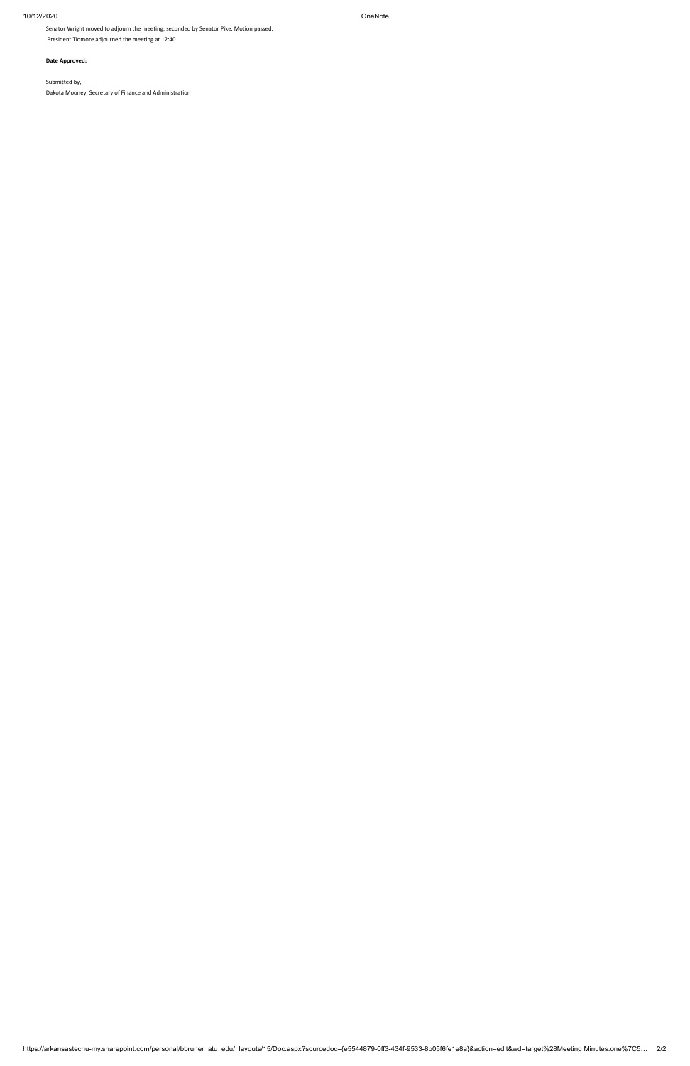Senator Wright moved to adjourn the meeting; seconded by Senator Pike. Motion passed.

President Tidmore adjourned the meeting at 12:40

**Date Approved:**

Submitted by,

Dakota Mooney, Secretary of Finance and Administration